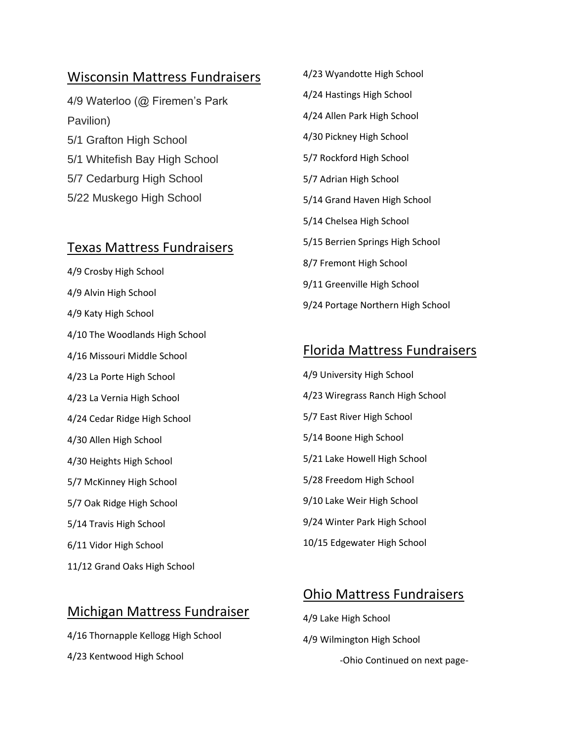## Wisconsin Mattress Fundraisers

4/9 Waterloo (@ Firemen's Park Pavilion)

5/1 Grafton High School

5/1 Whitefish Bay High School

5/7 Cedarburg High School

5/22 Muskego High School

## Texas Mattress Fundraisers

4/9 Crosby High School

4/9 Alvin High School

4/9 Katy High School

4/10 The Woodlands High School

4/16 Missouri Middle School

4/23 La Porte High School

4/23 La Vernia High School

4/24 Cedar Ridge High School

4/30 Allen High School

4/30 Heights High School

5/7 McKinney High School

5/7 Oak Ridge High School

5/14 Travis High School

6/11 Vidor High School

11/12 Grand Oaks High School

## Michigan Mattress Fundraiser

4/16 Thornapple Kellogg High School

4/23 Kentwood High School

4/23 Wyandotte High School

4/24 Hastings High School

4/24 Allen Park High School

4/30 Pickney High School

5/7 Rockford High School

5/7 Adrian High School

5/14 Grand Haven High School

5/14 Chelsea High School

5/15 Berrien Springs High School

8/7 Fremont High School

9/11 Greenville High School

9/24 Portage Northern High School

## Florida Mattress Fundraisers

4/9 University High School

4/23 Wiregrass Ranch High School

5/7 East River High School

5/14 Boone High School

5/21 Lake Howell High School

5/28 Freedom High School

9/10 Lake Weir High School

9/24 Winter Park High School

10/15 Edgewater High School

## Ohio Mattress Fundraisers

4/9 Lake High School

4/9 Wilmington High School

-Ohio Continued on next page-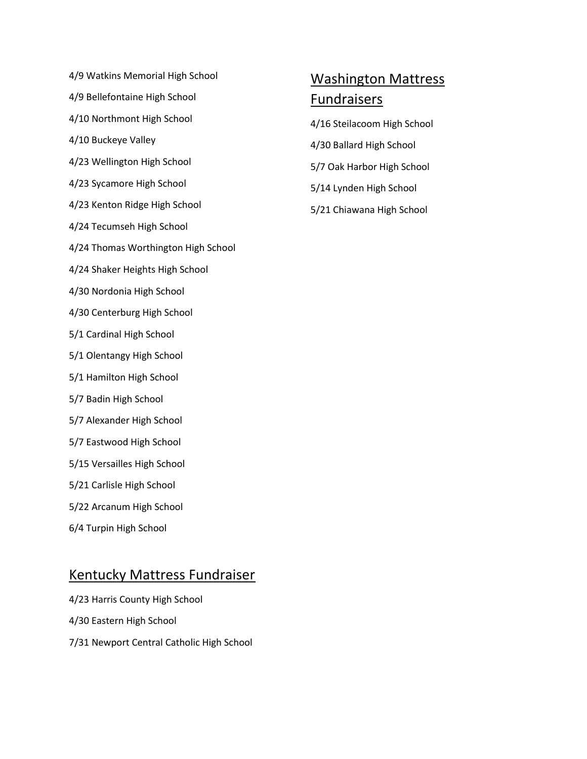4/9 Watkins Memorial High School

4/9 Bellefontaine High School

4/10 Northmont High School

4/10 Buckeye Valley

4/23 Wellington High School

4/23 Sycamore High School

4/23 Kenton Ridge High School

4/24 Tecumseh High School

4/24 Thomas Worthington High School

4/24 Shaker Heights High School

4/30 Nordonia High School

4/30 Centerburg High School

5/1 Cardinal High School

5/1 Olentangy High School

5/1 Hamilton High School

5/7 Badin High School

5/7 Alexander High School

5/7 Eastwood High School

5/15 Versailles High School

5/21 Carlisle High School

5/22 Arcanum High School

6/4 Turpin High School

## Kentucky Mattress Fundraiser

4/23 Harris County High School

4/30 Eastern High School

7/31 Newport Central Catholic High School

## Washington Mattress Fundraisers

4/16 Steilacoom High School

4/30 Ballard High School

5/7 Oak Harbor High School

5/14 Lynden High School

5/21 Chiawana High School